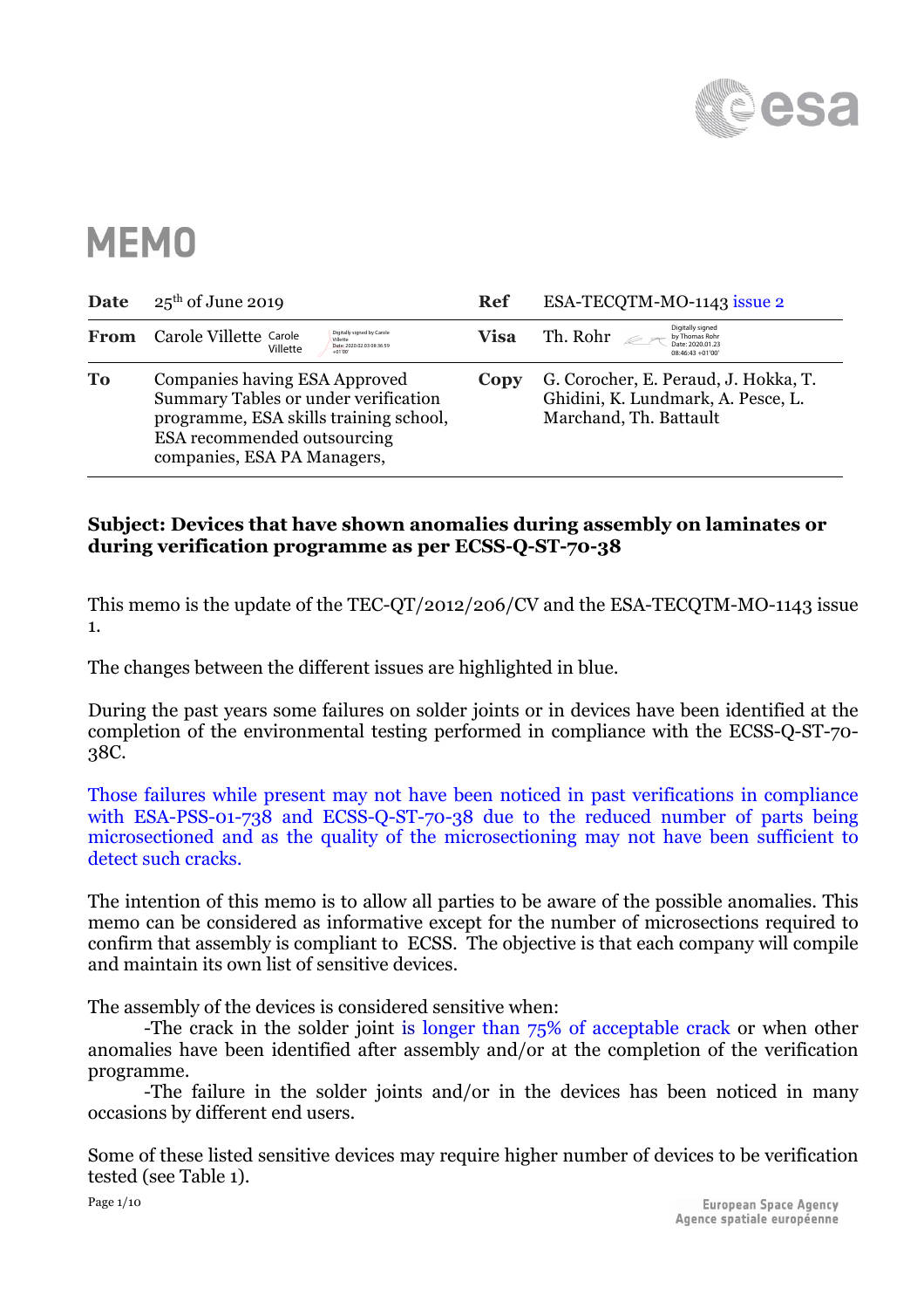# MEMO

| | | | |
|---|---|---|---|
| **Date** | 25th of June 2019 | **Ref** | ESA-TECQTM-MO-1143 issue 2 |
| **From** | Carole Villette | **Visa** | Th. Rohr |
| **To** | Companies having ESA Approved Summary Tables or under verification programme, ESA skills training school, ESA recommended outsourcing companies, ESA PA Managers, | **Copy** | G. Corocher, E. Peraud, J. Hokka, T. Ghidini, K. Lundmark, A. Pesce, L. Marchand, Th. Battault |

**Subject: Devices that have shown anomalies during assembly on laminates or during verification programme as per ECSS-Q-ST-70-38**

This memo is the update of the TEC-QT/2012/206/CV and the ESA-TECQTM-MO-1143 issue 1.

The changes between the different issues are highlighted in blue.

During the past years some failures on solder joints or in devices have been identified at the completion of the environmental testing performed in compliance with the ECSS-Q-ST-70-38C.

Those failures while present may not have been noticed in past verifications in compliance with ESA-PSS-01-738 and ECSS-Q-ST-70-38 due to the reduced number of parts being microsectioned and as the quality of the microsectioning may not have been sufficient to detect such cracks.

The intention of this memo is to allow all parties to be aware of the possible anomalies. This memo can be considered as informative except for the number of microsections required to confirm that assembly is compliant to ECSS. The objective is that each company will compile and maintain its own list of sensitive devices.

The assembly of the devices is considered sensitive when:

-The crack in the solder joint is longer than 75% of acceptable crack or when other anomalies have been identified after assembly and/or at the completion of the verification programme.

-The failure in the solder joints and/or in the devices has been noticed in many occasions by different end users.

Some of these listed sensitive devices may require higher number of devices to be verification tested (see Table 1).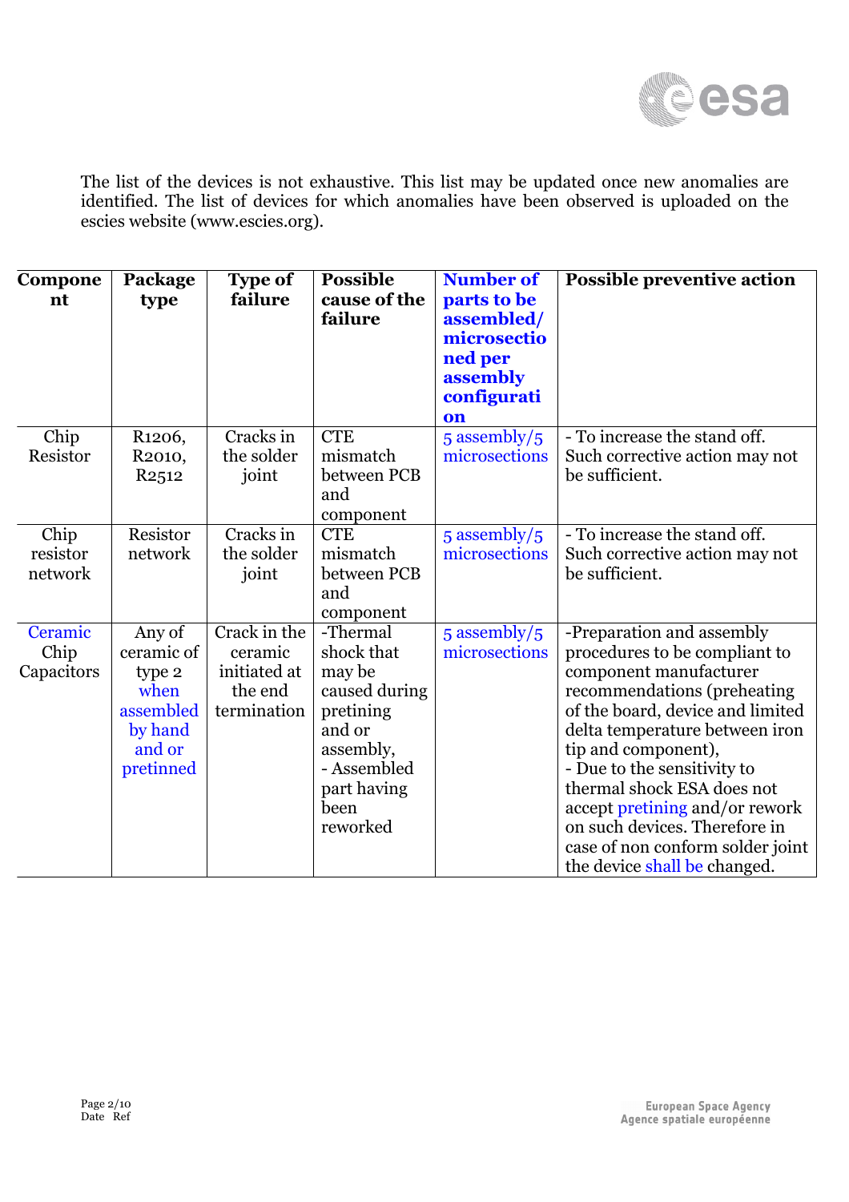The list of the devices is not exhaustive. This list may be updated once new anomalies are identified. The list of devices for which anomalies have been observed is uploaded on the escies website (www.escies.org).

| Component | Package type | Type of failure | Possible cause of the failure | Number of parts to be assembled/ microsectioned per assembly configuration | Possible preventive action |
|---|---|---|---|---|---|
| Chip Resistor | R1206, R2010, R2512 | Cracks in the solder joint | CTE mismatch between PCB and component | 5 assembly/5 microsections | - To increase the stand off. Such corrective action may not be sufficient. |
| Chip resistor network | Resistor network | Cracks in the solder joint | CTE mismatch between PCB and component | 5 assembly/5 microsections | - To increase the stand off. Such corrective action may not be sufficient. |
| Ceramic Chip Capacitors | Any of ceramic of type 2 when assembled by hand and or pretinned | Crack in the ceramic initiated at the end termination | -Thermal shock that may be caused during pretining and or assembly, - Assembled part having been reworked | 5 assembly/5 microsections | -Preparation and assembly procedures to be compliant to component manufacturer recommendations (preheating of the board, device and limited delta temperature between iron tip and component), - Due to the sensitivity to thermal shock ESA does not accept pretining and/or rework on such devices. Therefore in case of non conform solder joint the device shall be changed. |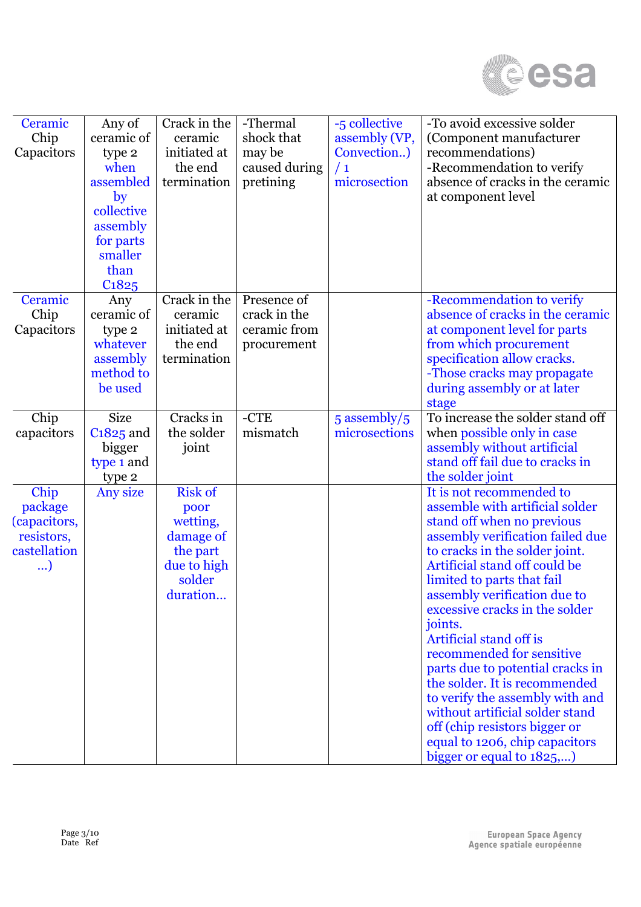| | | | | | |
|---|---|---|---|---|---|
| Ceramic Chip Capacitors | Any of ceramic of type 2 when assembled by collective assembly for parts smaller than C1825 | Crack in the ceramic initiated at the end termination | -Thermal shock that may be caused during pretining | -5 collective assembly (VP, Convection..) / 1 microsection | -To avoid excessive solder (Component manufacturer recommendations)<br>-Recommendation to verify absence of cracks in the ceramic at component level |
| Ceramic Chip Capacitors | Any ceramic of type 2 whatever assembly method to be used | Crack in the ceramic initiated at the end termination | Presence of crack in the ceramic from procurement | | -Recommendation to verify absence of cracks in the ceramic at component level for parts from which procurement specification allow cracks.<br>-Those cracks may propagate during assembly or at later stage |
| Chip capacitors | Size C1825 and bigger type 1 and type 2 | Cracks in the solder joint | -CTE mismatch | 5 assembly/5 microsections | To increase the solder stand off when possible only in case assembly without artificial stand off fail due to cracks in the solder joint |
| Chip package (capacitors, resistors, castellation …) | Any size | Risk of poor wetting, damage of the part due to high solder duration… | | | It is not recommended to assemble with artificial solder stand off when no previous assembly verification failed due to cracks in the solder joint. Artificial stand off could be limited to parts that fail assembly verification due to excessive cracks in the solder joints.<br>Artificial stand off is recommended for sensitive parts due to potential cracks in the solder. It is recommended to verify the assembly with and without artificial solder stand off (chip resistors bigger or equal to 1206, chip capacitors bigger or equal to 1825,…) |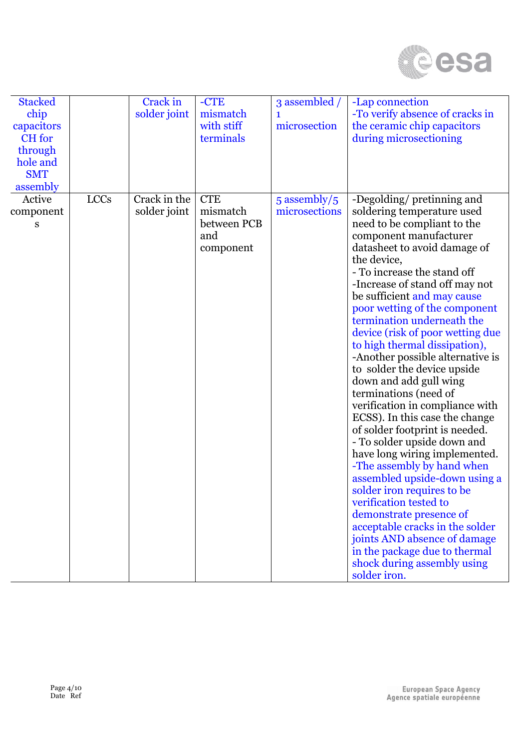| | | | | | |
|---|---|---|---|---|---|
| Stacked chip capacitors CH for through hole and SMT assembly | | Crack in solder joint | -CTE mismatch with stiff terminals | 3 assembled / 1 microsection | -Lap connection<br>-To verify absence of cracks in the ceramic chip capacitors during microsectioning |
| Active components | LCCs | Crack in the solder joint | CTE mismatch between PCB and component | 5 assembly/5 microsections | -Degolding/ pretinning and soldering temperature used need to be compliant to the component manufacturer datasheet to avoid damage of the device,<br>- To increase the stand off<br>-Increase of stand off may not be sufficient and may cause poor wetting of the component termination underneath the device (risk of poor wetting due to high thermal dissipation),<br>-Another possible alternative is to solder the device upside down and add gull wing terminations (need of verification in compliance with ECSS). In this case the change of solder footprint is needed.<br>- To solder upside down and have long wiring implemented.<br>-The assembly by hand when assembled upside-down using a solder iron requires to be verification tested to demonstrate presence of acceptable cracks in the solder joints AND absence of damage in the package due to thermal shock during assembly using solder iron. |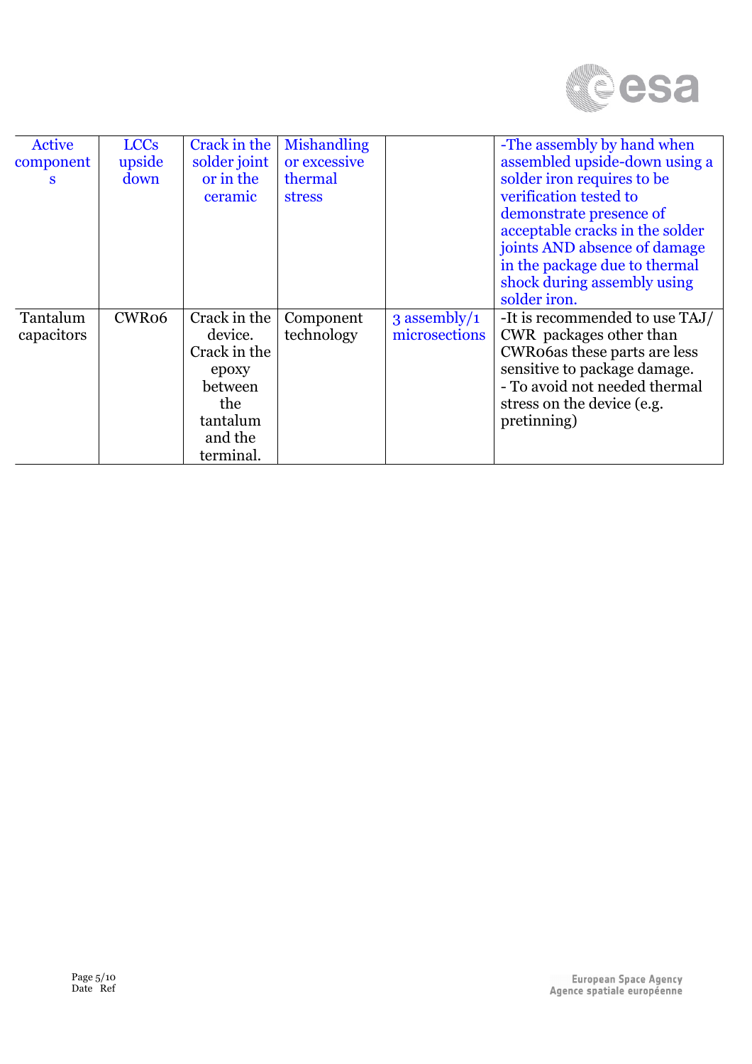| | | | | | |
|---|---|---|---|---|---|
| Active components | LCCs upside down | Crack in the solder joint or in the ceramic | Mishandling or excessive thermal stress | | -The assembly by hand when assembled upside-down using a solder iron requires to be verification tested to demonstrate presence of acceptable cracks in the solder joints AND absence of damage in the package due to thermal shock during assembly using solder iron. |
| Tantalum capacitors | CWR06 | Crack in the device. Crack in the epoxy between the tantalum and the terminal. | Component technology | 3 assembly/1 microsections | -It is recommended to use TAJ/ CWR packages other than CWR06as these parts are less sensitive to package damage.<br>- To avoid not needed thermal stress on the device (e.g. pretinning) |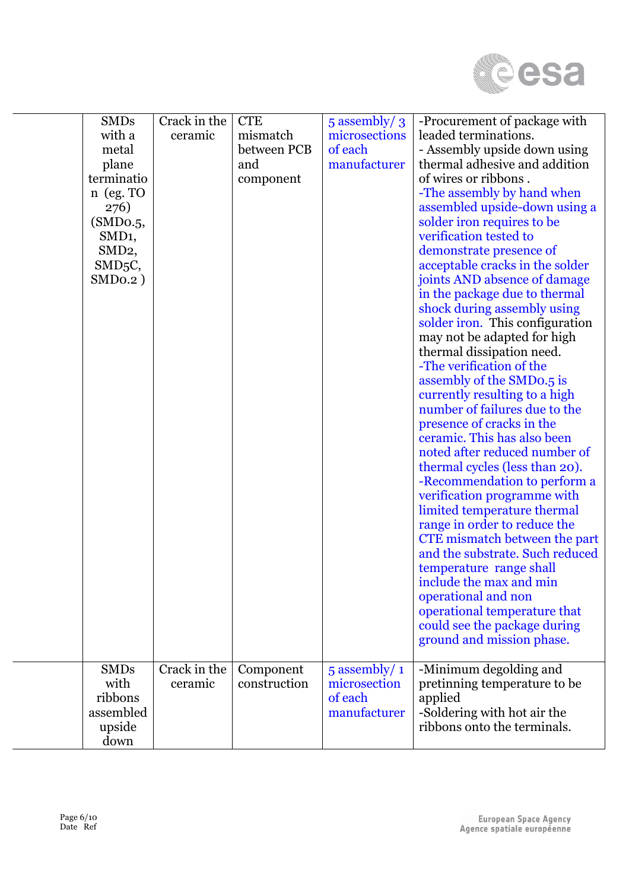| | | | | | |
|---|---|---|---|---|---|
| | SMDs with a metal plane termination (eg. TO 276) (SMD0.5, SMD1, SMD2, SMD5C, SMD0.2 ) | Crack in the ceramic | CTE mismatch between PCB and component | 5 assembly/ 3 microsections of each manufacturer | -Procurement of package with leaded terminations.<br>- Assembly upside down using thermal adhesive and addition of wires or ribbons .<br>-The assembly by hand when assembled upside-down using a solder iron requires to be verification tested to demonstrate presence of acceptable cracks in the solder joints AND absence of damage in the package due to thermal shock during assembly using solder iron. This configuration may not be adapted for high thermal dissipation need.<br>-The verification of the assembly of the SMD0.5 is currently resulting to a high number of failures due to the presence of cracks in the ceramic. This has also been noted after reduced number of thermal cycles (less than 20).<br>-Recommendation to perform a verification programme with limited temperature thermal range in order to reduce the CTE mismatch between the part and the substrate. Such reduced temperature range shall include the max and min operational and non operational temperature that could see the package during ground and mission phase. |
| | SMDs with ribbons assembled upside down | Crack in the ceramic | Component construction | 5 assembly/ 1 microsection of each manufacturer | -Minimum degolding and pretinning temperature to be applied<br>-Soldering with hot air the ribbons onto the terminals. |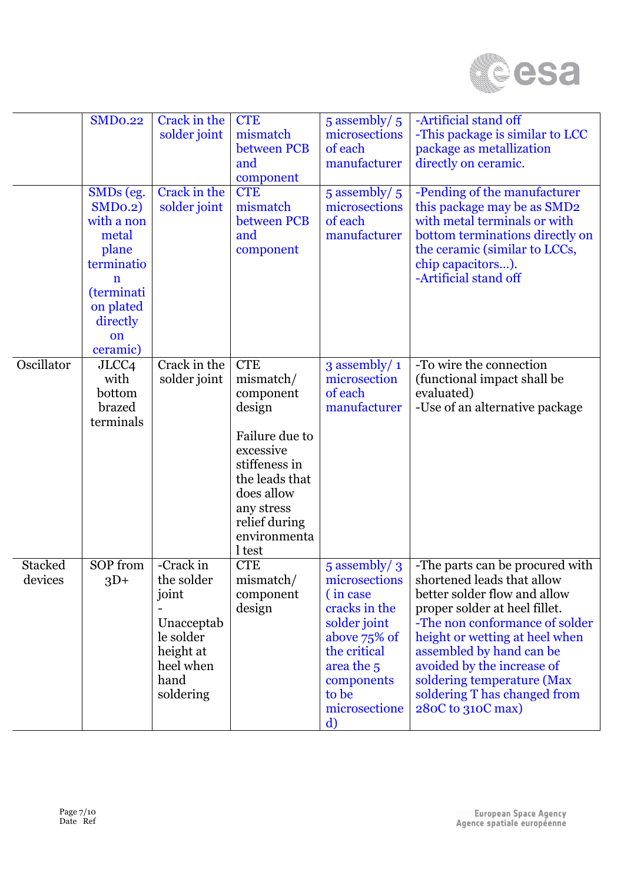| | | | | | |
|---|---|---|---|---|---|
| | SMD0.22 | Crack in the solder joint | CTE mismatch between PCB and component | 5 assembly/ 5 microsections of each manufacturer | -Artificial stand off<br>-This package is similar to LCC package as metallization directly on ceramic. |
| | SMDs (eg. SMD0.2) with a non metal plane termination (termination plated directly on ceramic) | Crack in the solder joint | CTE mismatch between PCB and component | 5 assembly/ 5 microsections of each manufacturer | -Pending of the manufacturer this package may be as SMD2 with metal terminals or with bottom terminations directly on the ceramic (similar to LCCs, chip capacitors…).<br>-Artificial stand off |
| Oscillator | JLCC4 with bottom brazed terminals | Crack in the solder joint | CTE mismatch/ component design<br><br>Failure due to excessive stiffeness in the leads that does allow any stress relief during environmental test | 3 assembly/ 1 microsection of each manufacturer | -To wire the connection (functional impact shall be evaluated)<br>-Use of an alternative package |
| Stacked devices | SOP from 3D+ | -Crack in the solder joint<br>-Unacceptable solder height at heel when hand soldering | CTE mismatch/ component design | 5 assembly/ 3 microsections ( in case cracks in the solder joint above 75% of the critical area the 5 components to be microsectioned) | -The parts can be procured with shortened leads that allow better solder flow and allow proper solder at heel fillet.<br>-The non conformance of solder height or wetting at heel when assembled by hand can be avoided by the increase of soldering temperature (Max soldering T has changed from 280C to 310C max) |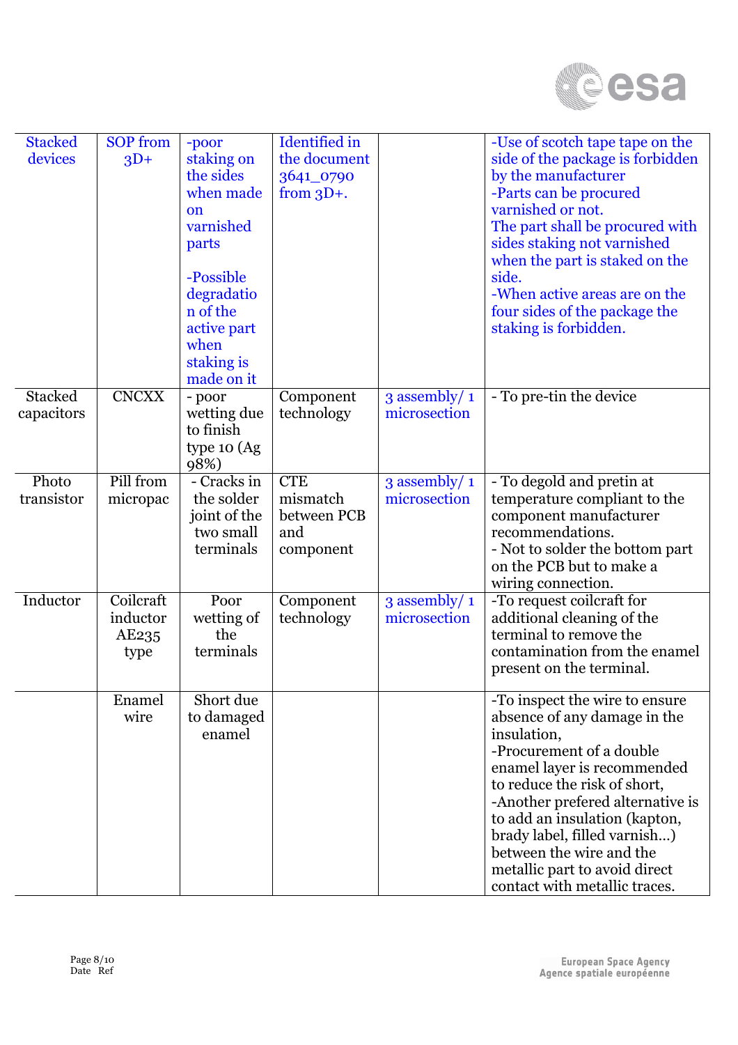| | | | | | |
|---|---|---|---|---|---|
| Stacked devices | SOP from 3D+ | -poor staking on the sides when made on varnished parts<br><br>-Possible degradation of the active part when staking is made on it | Identified in the document 3641_0790 from 3D+. | | -Use of scotch tape tape on the side of the package is forbidden by the manufacturer<br>-Parts can be procured varnished or not. The part shall be procured with sides staking not varnished when the part is staked on the side.<br>-When active areas are on the four sides of the package the staking is forbidden. |
| Stacked capacitors | CNCXX | - poor wetting due to finish type 10 (Ag 98%) | Component technology | 3 assembly/ 1 microsection | - To pre-tin the device |
| Photo transistor | Pill from micropac | - Cracks in the solder joint of the two small terminals | CTE mismatch between PCB and component | 3 assembly/ 1 microsection | - To degold and pretin at temperature compliant to the component manufacturer recommendations.<br>- Not to solder the bottom part on the PCB but to make a wiring connection. |
| Inductor | Coilcraft inductor AE235 type | Poor wetting of the terminals | Component technology | 3 assembly/ 1 microsection | -To request coilcraft for additional cleaning of the terminal to remove the contamination from the enamel present on the terminal. |
| | Enamel wire | Short due to damaged enamel | | | -To inspect the wire to ensure absence of any damage in the insulation,<br>-Procurement of a double enamel layer is recommended to reduce the risk of short,<br>-Another prefered alternative is to add an insulation (kapton, brady label, filled varnish…) between the wire and the metallic part to avoid direct contact with metallic traces. |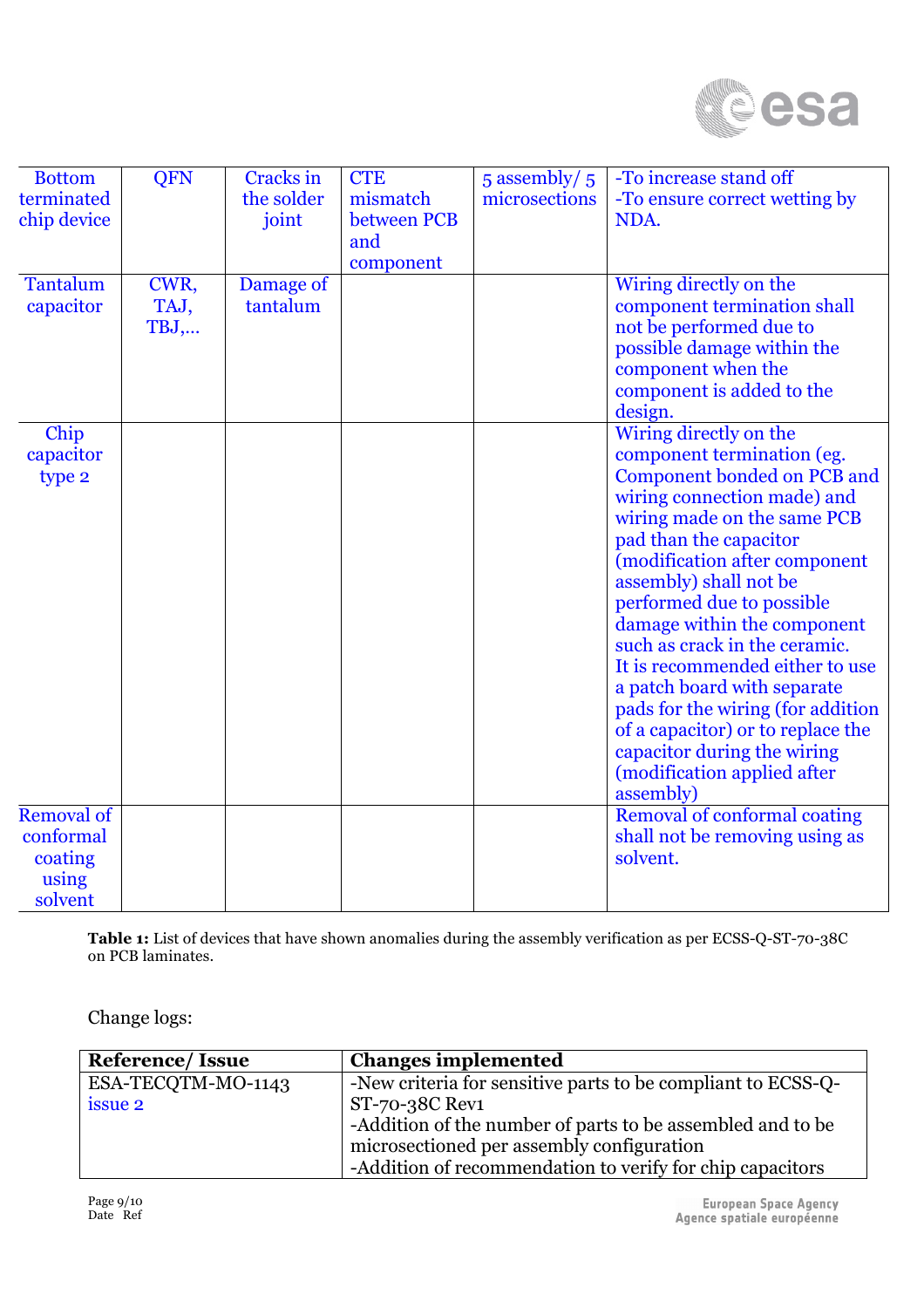| | | | | | |
|---|---|---|---|---|---|
| Bottom terminated chip device | QFN | Cracks in the solder joint | CTE mismatch between PCB and component | 5 assembly/ 5 microsections | -To increase stand off<br>-To ensure correct wetting by NDA. |
| Tantalum capacitor | CWR, TAJ, TBJ,… | Damage of tantalum | | | Wiring directly on the component termination shall not be performed due to possible damage within the component when the component is added to the design. |
| Chip capacitor type 2 | | | | | Wiring directly on the component termination (eg. Component bonded on PCB and wiring connection made) and wiring made on the same PCB pad than the capacitor (modification after component assembly) shall not be performed due to possible damage within the component such as crack in the ceramic.<br>It is recommended either to use a patch board with separate pads for the wiring (for addition of a capacitor) or to replace the capacitor during the wiring (modification applied after assembly) |
| Removal of conformal coating using solvent | | | | | Removal of conformal coating shall not be removing using as solvent. |

**Table 1:** List of devices that have shown anomalies during the assembly verification as per ECSS-Q-ST-70-38C on PCB laminates.

Change logs:

| Reference/ Issue | Changes implemented |
|---|---|
| ESA-TECQTM-MO-1143 issue 2 | -New criteria for sensitive parts to be compliant to ECSS-Q-ST-70-38C Rev1<br>-Addition of the number of parts to be assembled and to be microsectioned per assembly configuration<br>-Addition of recommendation to verify for chip capacitors |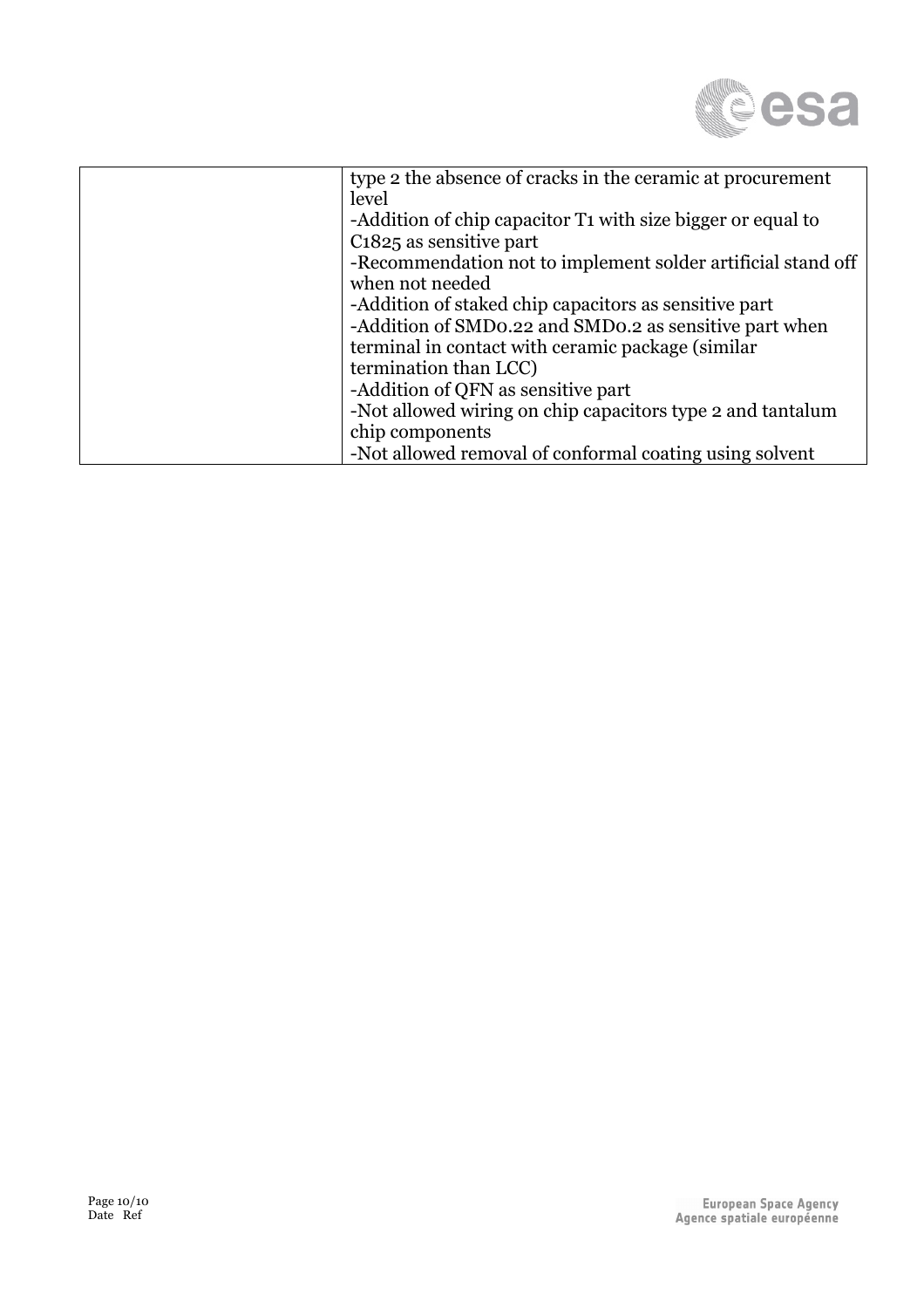| | |
|---|---|
| | type 2 the absence of cracks in the ceramic at procurement level<br>-Addition of chip capacitor T1 with size bigger or equal to C1825 as sensitive part<br>-Recommendation not to implement solder artificial stand off when not needed<br>-Addition of staked chip capacitors as sensitive part<br>-Addition of SMD0.22 and SMD0.2 as sensitive part when terminal in contact with ceramic package (similar termination than LCC)<br>-Addition of QFN as sensitive part<br>-Not allowed wiring on chip capacitors type 2 and tantalum chip components<br>-Not allowed removal of conformal coating using solvent |